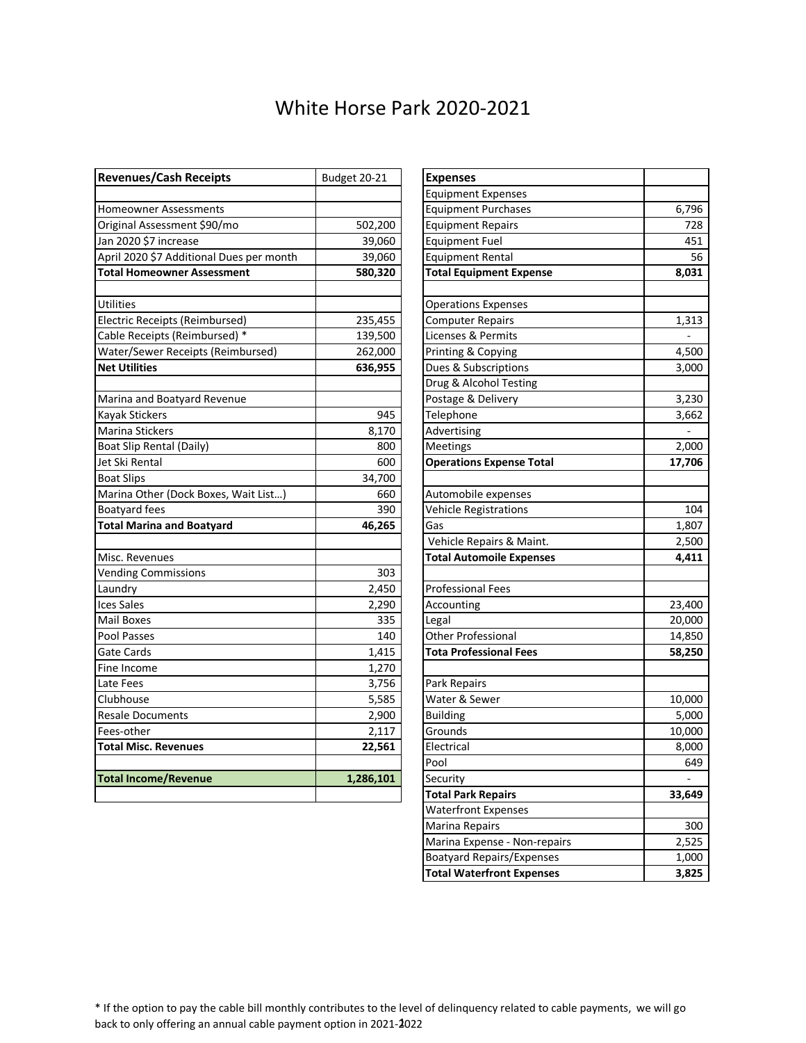# White Horse Park 2020-2021

| Revenues/Cash Receipts | Budget 20-21 |
|---|---|
| | |
| Homeowner Assessments | |
| Original Assessment $90/mo | 502,200 |
| Jan 2020 $7 increase | 39,060 |
| April 2020 $7 Additional Dues per month | 39,060 |
| **Total Homeowner Assessment** | **580,320** |
| | |
| Utilities | |
| Electric Receipts (Reimbursed) | 235,455 |
| Cable Receipts (Reimbursed) * | 139,500 |
| Water/Sewer Receipts (Reimbursed) | 262,000 |
| **Net Utilities** | **636,955** |
| | |
| Marina and Boatyard Revenue | |
| Kayak Stickers | 945 |
| Marina Stickers | 8,170 |
| Boat Slip Rental (Daily) | 800 |
| Jet Ski Rental | 600 |
| Boat Slips | 34,700 |
| Marina Other (Dock Boxes, Wait List...) | 660 |
| Boatyard fees | 390 |
| **Total Marina and Boatyard** | **46,265** |
| | |
| Misc. Revenues | |
| Vending Commissions | 303 |
| Laundry | 2,450 |
| Ices Sales | 2,290 |
| Mail Boxes | 335 |
| Pool Passes | 140 |
| Gate Cards | 1,415 |
| Fine Income | 1,270 |
| Late Fees | 3,756 |
| Clubhouse | 5,585 |
| Resale Documents | 2,900 |
| Fees-other | 2,117 |
| **Total Misc. Revenues** | **22,561** |
| | |
| **Total Income/Revenue** | **1,286,101** |
| | |

| Expenses | |
|---|---|
| Equipment Expenses | |
| Equipment Purchases | 6,796 |
| Equipment Repairs | 728 |
| Equipment Fuel | 451 |
| Equipment Rental | 56 |
| **Total Equipment Expense** | **8,031** |
| | |
| Operations Expenses | |
| Computer Repairs | 1,313 |
| Licenses & Permits | - |
| Printing & Copying | 4,500 |
| Dues & Subscriptions | 3,000 |
| Drug & Alcohol Testing | |
| Postage & Delivery | 3,230 |
| Telephone | 3,662 |
| Advertising | - |
| Meetings | 2,000 |
| **Operations Expense Total** | **17,706** |
| | |
| Automobile expenses | |
| Vehicle Registrations | 104 |
| Gas | 1,807 |
| Vehicle Repairs & Maint. | 2,500 |
| **Total Automoile Expenses** | **4,411** |
| | |
| Professional Fees | |
| Accounting | 23,400 |
| Legal | 20,000 |
| Other Professional | 14,850 |
| **Tota Professional Fees** | **58,250** |
| | |
| Park Repairs | |
| Water & Sewer | 10,000 |
| Building | 5,000 |
| Grounds | 10,000 |
| Electrical | 8,000 |
| Pool | 649 |
| Security | - |
| **Total Park Repairs** | **33,649** |
| Waterfront Expenses | |
| Marina Repairs | 300 |
| Marina Expense - Non-repairs | 2,525 |
| Boatyard Repairs/Expenses | 1,000 |
| **Total Waterfront Expenses** | **3,825** |

* If the option to pay the cable bill monthly contributes to the level of delinquency related to cable payments, we will go back to only offering an annual cable payment option in 2021-2022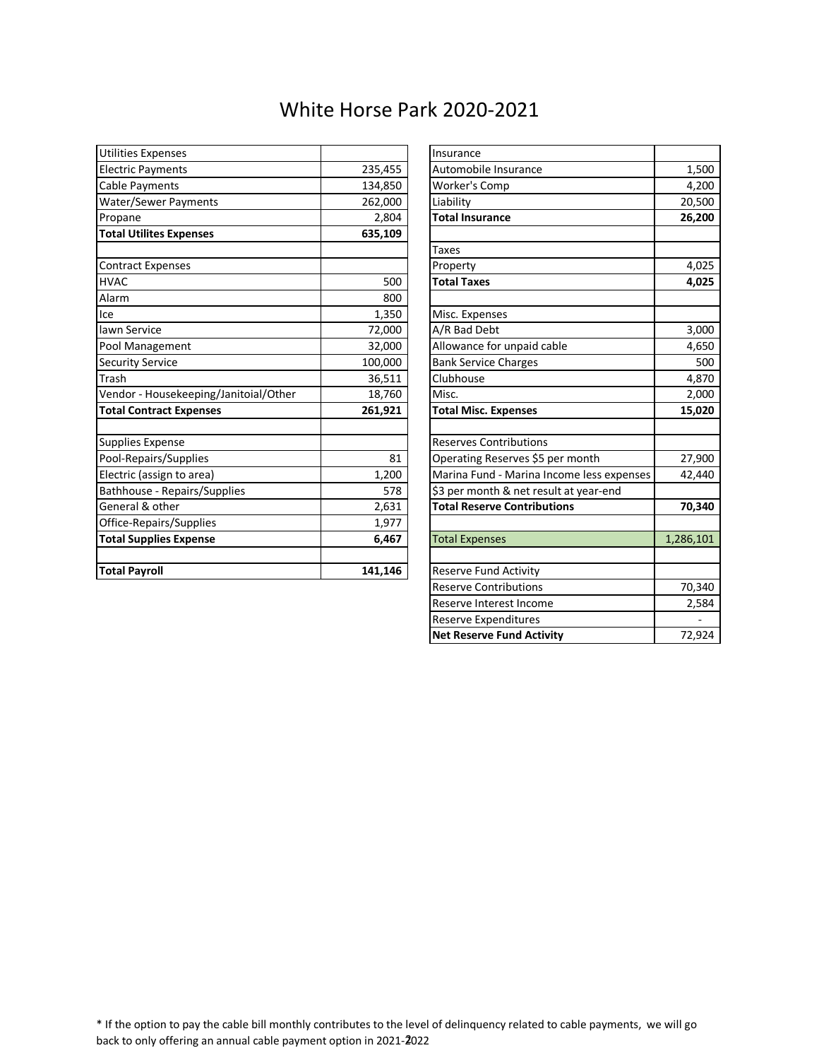# White Horse Park 2020-2021

| | |
|---|---|
| Utilities Expenses | |
| Electric Payments | 235,455 |
| Cable Payments | 134,850 |
| Water/Sewer Payments | 262,000 |
| Propane | 2,804 |
| **Total Utilites Expenses** | **635,109** |
| | |
| Contract Expenses | |
| HVAC | 500 |
| Alarm | 800 |
| Ice | 1,350 |
| lawn Service | 72,000 |
| Pool Management | 32,000 |
| Security Service | 100,000 |
| Trash | 36,511 |
| Vendor - Housekeeping/Janitoial/Other | 18,760 |
| **Total Contract Expenses** | **261,921** |
| | |
| Supplies Expense | |
| Pool-Repairs/Supplies | 81 |
| Electric (assign to area) | 1,200 |
| Bathhouse - Repairs/Supplies | 578 |
| General & other | 2,631 |
| Office-Repairs/Supplies | 1,977 |
| **Total Supplies Expense** | **6,467** |
| | |
| **Total Payroll** | **141,146** |

| | |
|---|---|
| Insurance | |
| Automobile Insurance | 1,500 |
| Worker's Comp | 4,200 |
| Liability | 20,500 |
| **Total Insurance** | **26,200** |
| | |
| Taxes | |
| Property | 4,025 |
| **Total Taxes** | **4,025** |
| | |
| Misc. Expenses | |
| A/R Bad Debt | 3,000 |
| Allowance for unpaid cable | 4,650 |
| Bank Service Charges | 500 |
| Clubhouse | 4,870 |
| Misc. | 2,000 |
| **Total Misc. Expenses** | **15,020** |
| | |
| Reserves Contributions | |
| Operating Reserves $5 per month | 27,900 |
| Marina Fund - Marina Income less expenses | 42,440 |
| $3 per month & net result at year-end | |
| **Total Reserve Contributions** | **70,340** |
| | |
| Total Expenses | 1,286,101 |
| | |
| Reserve Fund Activity | |
| Reserve Contributions | 70,340 |
| Reserve Interest Income | 2,584 |
| Reserve Expenditures | - |
| **Net Reserve Fund Activity** | 72,924 |

* If the option to pay the cable bill monthly contributes to the level of delinquency related to cable payments, we will go back to only offering an annual cable payment option in 2021-2022